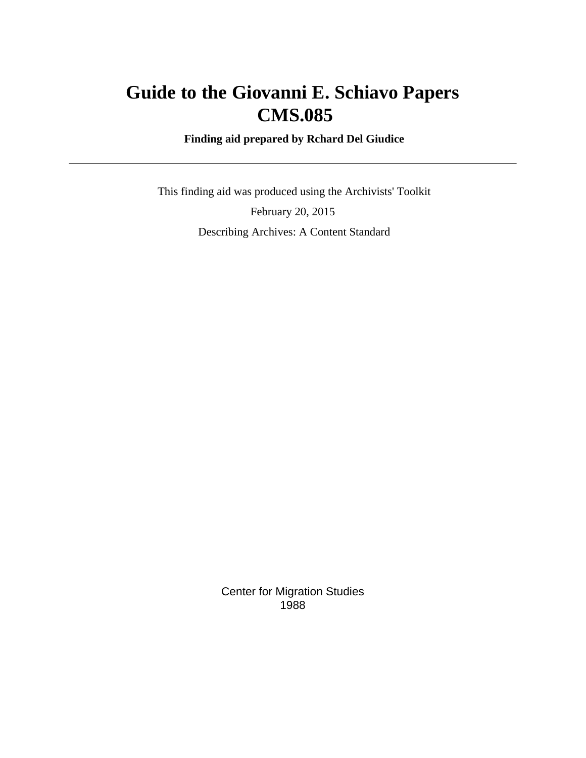# Guide to the Giovanni E. Schiavo Papers
# CMS.085

**Finding aid prepared by Rchard Del Giudice**

---

This finding aid was produced using the Archivists' Toolkit

February 20, 2015

Describing Archives: A Content Standard

Center for Migration Studies
1988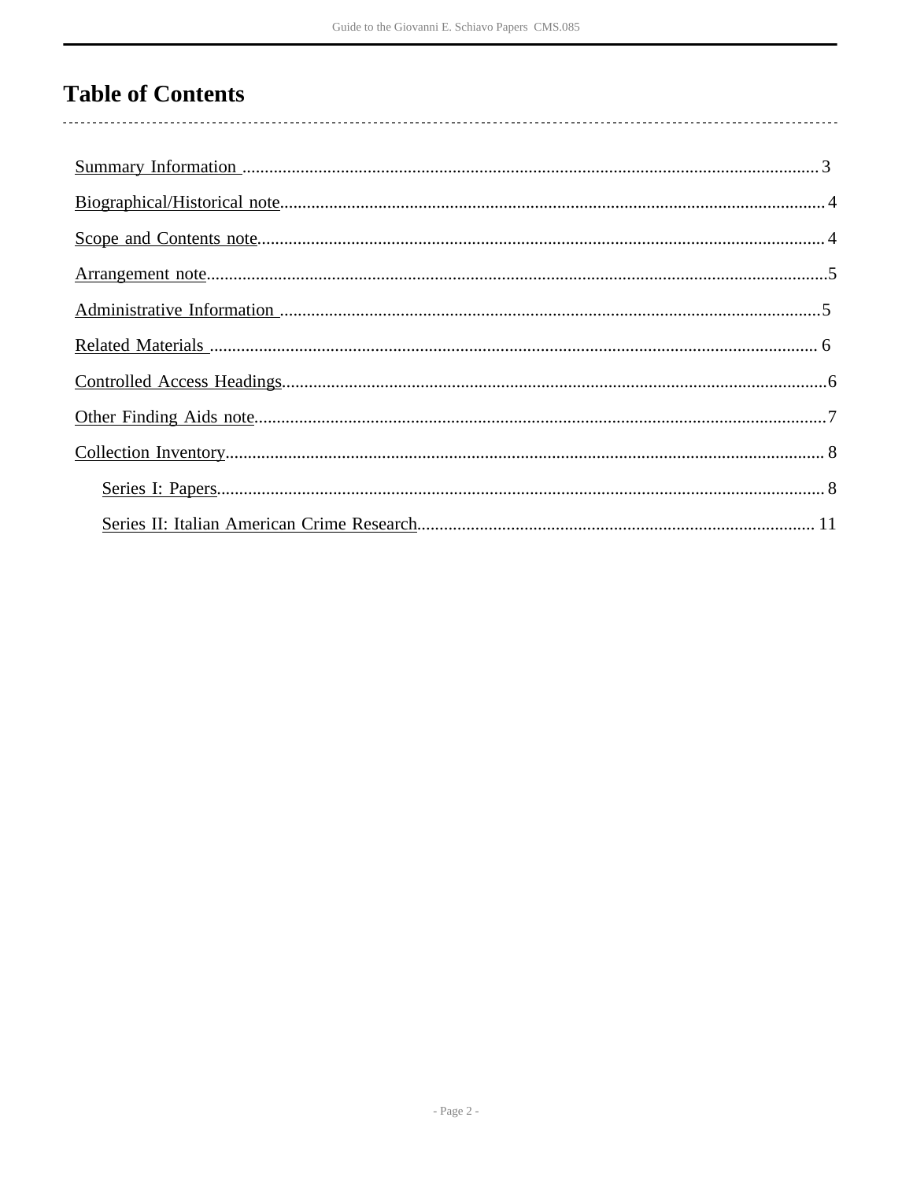# Table of Contents

- Summary Information ........ 3
- Biographical/Historical note ........ 4
- Scope and Contents note ........ 4
- Arrangement note ........ 5
- Administrative Information ........ 5
- Related Materials ........ 6
- Controlled Access Headings ........ 6
- Other Finding Aids note ........ 7
- Collection Inventory ........ 8
  - Series I: Papers ........ 8
  - Series II: Italian American Crime Research ........ 11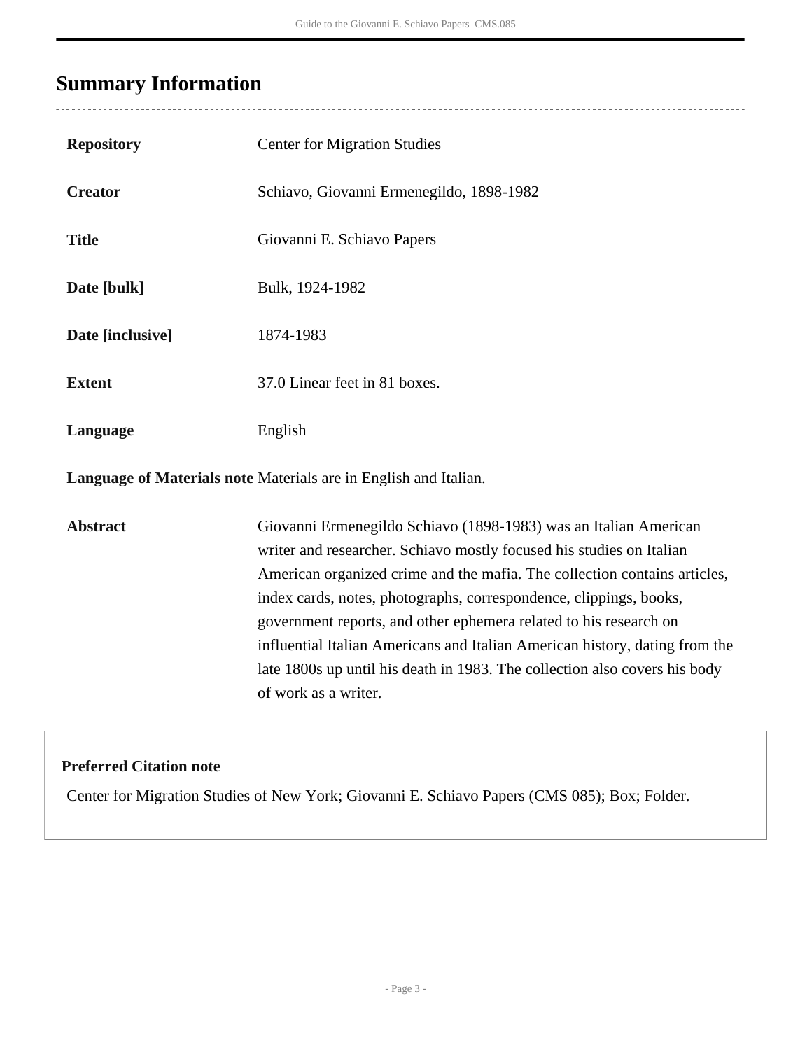## Summary Information

| | |
|---|---|
| **Repository** | Center for Migration Studies |
| **Creator** | Schiavo, Giovanni Ermenegildo, 1898-1982 |
| **Title** | Giovanni E. Schiavo Papers |
| **Date [bulk]** | Bulk, 1924-1982 |
| **Date [inclusive]** | 1874-1983 |
| **Extent** | 37.0 Linear feet in 81 boxes. |
| **Language** | English |
| **Language of Materials note** | Materials are in English and Italian. |
| **Abstract** | Giovanni Ermenegildo Schiavo (1898-1983) was an Italian American writer and researcher. Schiavo mostly focused his studies on Italian American organized crime and the mafia. The collection contains articles, index cards, notes, photographs, correspondence, clippings, books, government reports, and other ephemera related to his research on influential Italian Americans and Italian American history, dating from the late 1800s up until his death in 1983. The collection also covers his body of work as a writer. |

**Preferred Citation note**

Center for Migration Studies of New York; Giovanni E. Schiavo Papers (CMS 085); Box; Folder.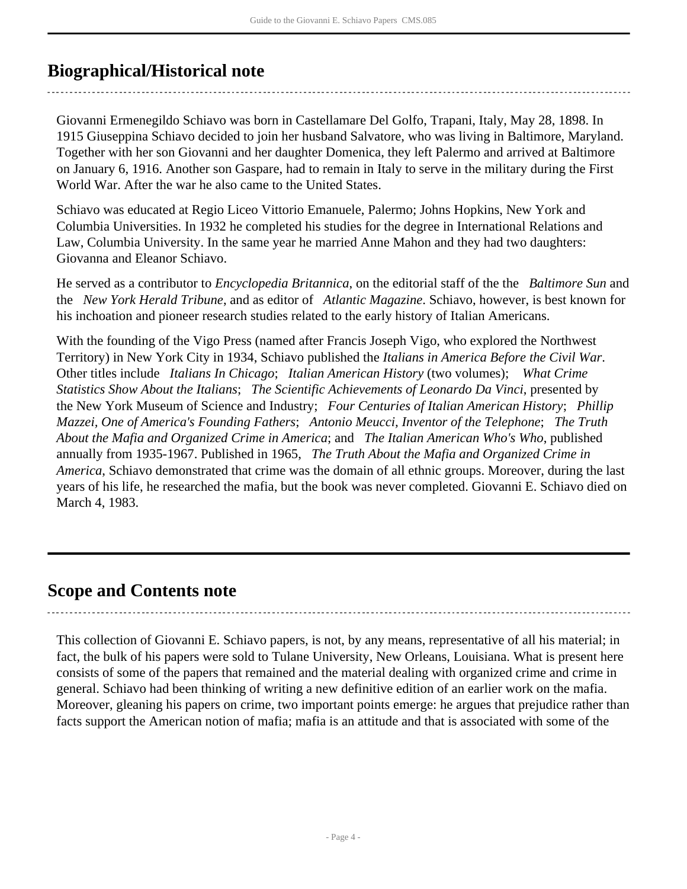## Biographical/Historical note

Giovanni Ermenegildo Schiavo was born in Castellamare Del Golfo, Trapani, Italy, May 28, 1898. In 1915 Giuseppina Schiavo decided to join her husband Salvatore, who was living in Baltimore, Maryland. Together with her son Giovanni and her daughter Domenica, they left Palermo and arrived at Baltimore on January 6, 1916. Another son Gaspare, had to remain in Italy to serve in the military during the First World War. After the war he also came to the United States.

Schiavo was educated at Regio Liceo Vittorio Emanuele, Palermo; Johns Hopkins, New York and Columbia Universities. In 1932 he completed his studies for the degree in International Relations and Law, Columbia University. In the same year he married Anne Mahon and they had two daughters: Giovanna and Eleanor Schiavo.

He served as a contributor to *Encyclopedia Britannica*, on the editorial staff of the the *Baltimore Sun* and the *New York Herald Tribune*, and as editor of *Atlantic Magazine*. Schiavo, however, is best known for his inchoation and pioneer research studies related to the early history of Italian Americans.

With the founding of the Vigo Press (named after Francis Joseph Vigo, who explored the Northwest Territory) in New York City in 1934, Schiavo published the *Italians in America Before the Civil War*. Other titles include *Italians In Chicago*; *Italian American History* (two volumes); *What Crime Statistics Show About the Italians*; *The Scientific Achievements of Leonardo Da Vinci*, presented by the New York Museum of Science and Industry; *Four Centuries of Italian American History*; *Phillip Mazzei, One of America's Founding Fathers*; *Antonio Meucci, Inventor of the Telephone*; *The Truth About the Mafia and Organized Crime in America*; and *The Italian American Who's Who*, published annually from 1935-1967. Published in 1965, *The Truth About the Mafia and Organized Crime in America*, Schiavo demonstrated that crime was the domain of all ethnic groups. Moreover, during the last years of his life, he researched the mafia, but the book was never completed. Giovanni E. Schiavo died on March 4, 1983.

## Scope and Contents note

This collection of Giovanni E. Schiavo papers, is not, by any means, representative of all his material; in fact, the bulk of his papers were sold to Tulane University, New Orleans, Louisiana. What is present here consists of some of the papers that remained and the material dealing with organized crime and crime in general. Schiavo had been thinking of writing a new definitive edition of an earlier work on the mafia. Moreover, gleaning his papers on crime, two important points emerge: he argues that prejudice rather than facts support the American notion of mafia; mafia is an attitude and that is associated with some of the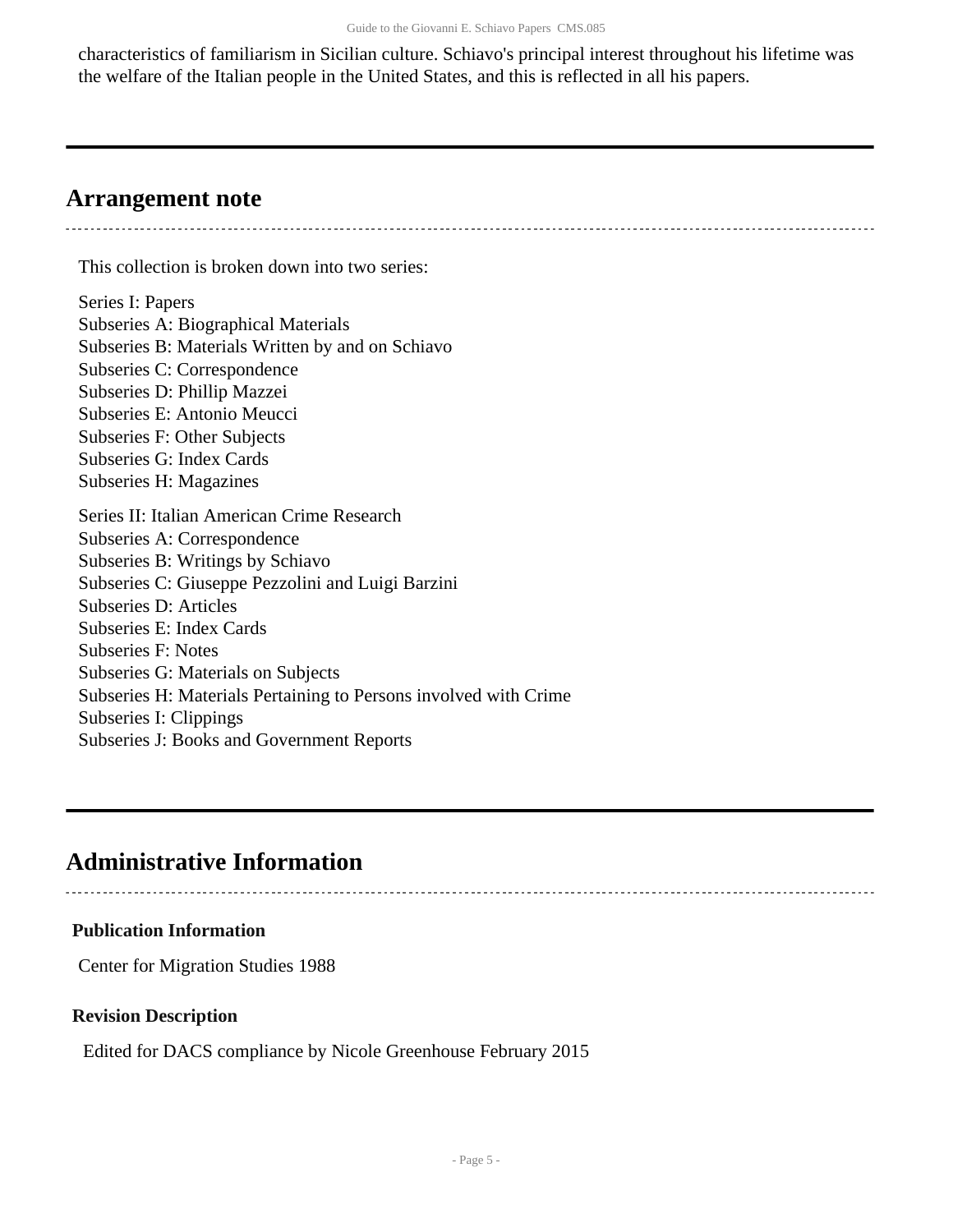characteristics of familiarism in Sicilian culture. Schiavo's principal interest throughout his lifetime was the welfare of the Italian people in the United States, and this is reflected in all his papers.

## Arrangement note

This collection is broken down into two series:

Series I: Papers
Subseries A: Biographical Materials
Subseries B: Materials Written by and on Schiavo
Subseries C: Correspondence
Subseries D: Phillip Mazzei
Subseries E: Antonio Meucci
Subseries F: Other Subjects
Subseries G: Index Cards
Subseries H: Magazines

Series II: Italian American Crime Research
Subseries A: Correspondence
Subseries B: Writings by Schiavo
Subseries C: Giuseppe Pezzolini and Luigi Barzini
Subseries D: Articles
Subseries E: Index Cards
Subseries F: Notes
Subseries G: Materials on Subjects
Subseries H: Materials Pertaining to Persons involved with Crime
Subseries I: Clippings
Subseries J: Books and Government Reports

## Administrative Information

### Publication Information

Center for Migration Studies 1988

### Revision Description

Edited for DACS compliance by Nicole Greenhouse February 2015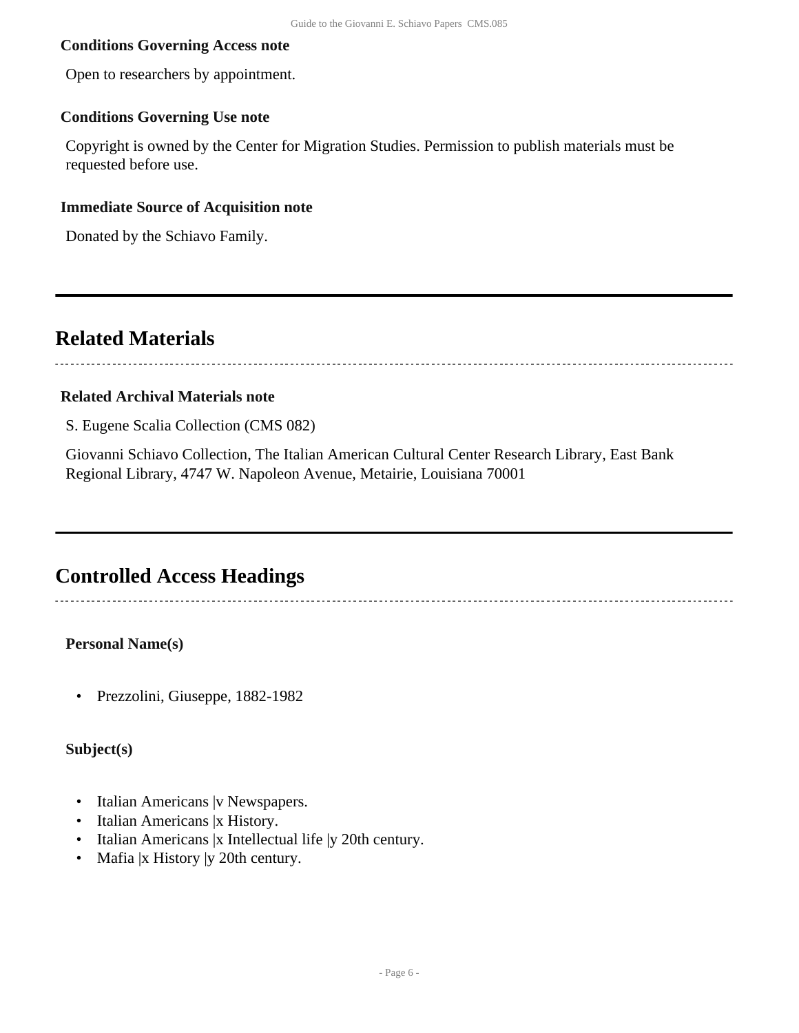### Conditions Governing Access note

Open to researchers by appointment.

### Conditions Governing Use note

Copyright is owned by the Center for Migration Studies. Permission to publish materials must be requested before use.

### Immediate Source of Acquisition note

Donated by the Schiavo Family.

## Related Materials

### Related Archival Materials note

S. Eugene Scalia Collection (CMS 082)

Giovanni Schiavo Collection, The Italian American Cultural Center Research Library, East Bank Regional Library, 4747 W. Napoleon Avenue, Metairie, Louisiana 70001

## Controlled Access Headings

**Personal Name(s)**

- Prezzolini, Giuseppe, 1882-1982

**Subject(s)**

- Italian Americans |v Newspapers.
- Italian Americans |x History.
- Italian Americans |x Intellectual life |y 20th century.
- Mafia |x History |y 20th century.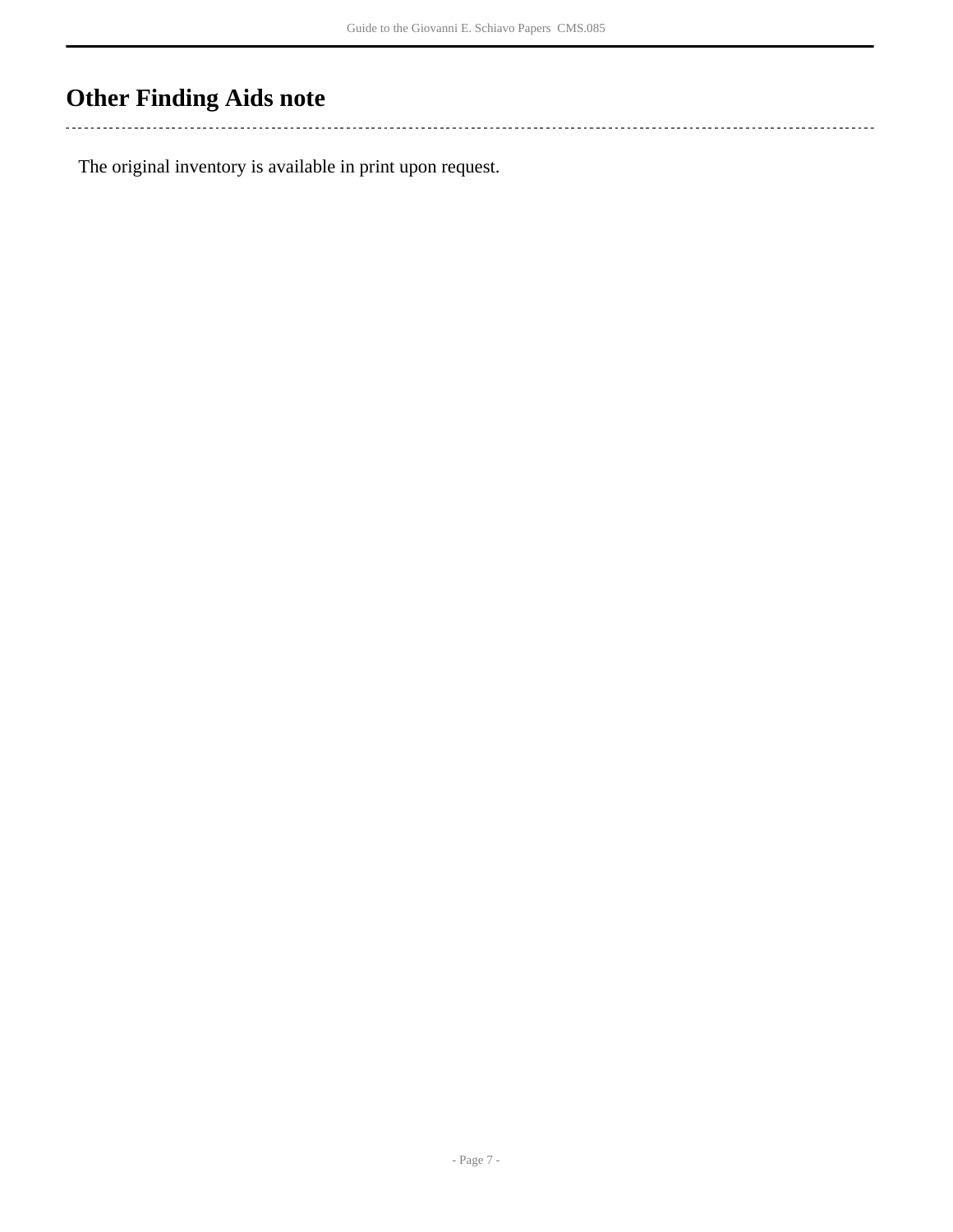## Other Finding Aids note

The original inventory is available in print upon request.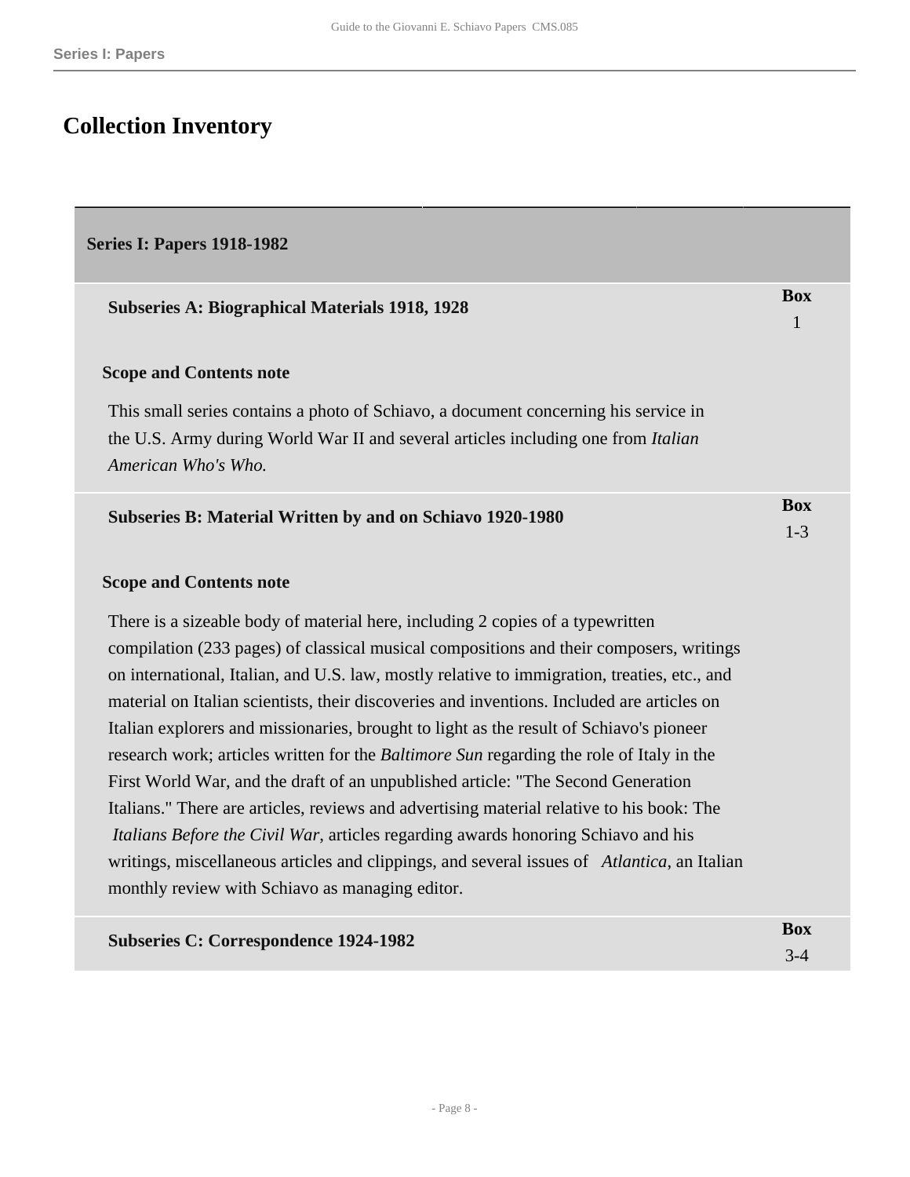# Collection Inventory

## Series I: Papers 1918-1982

### Subseries A: Biographical Materials 1918, 1928

**Box** 1

**Scope and Contents note**

This small series contains a photo of Schiavo, a document concerning his service in the U.S. Army during World War II and several articles including one from *Italian American Who's Who.*

### Subseries B: Material Written by and on Schiavo 1920-1980

**Box** 1-3

**Scope and Contents note**

There is a sizeable body of material here, including 2 copies of a typewritten compilation (233 pages) of classical musical compositions and their composers, writings on international, Italian, and U.S. law, mostly relative to immigration, treaties, etc., and material on Italian scientists, their discoveries and inventions. Included are articles on Italian explorers and missionaries, brought to light as the result of Schiavo's pioneer research work; articles written for the *Baltimore Sun* regarding the role of Italy in the First World War, and the draft of an unpublished article: "The Second Generation Italians." There are articles, reviews and advertising material relative to his book: The *Italians Before the Civil War*, articles regarding awards honoring Schiavo and his writings, miscellaneous articles and clippings, and several issues of *Atlantica*, an Italian monthly review with Schiavo as managing editor.

### Subseries C: Correspondence 1924-1982

**Box** 3-4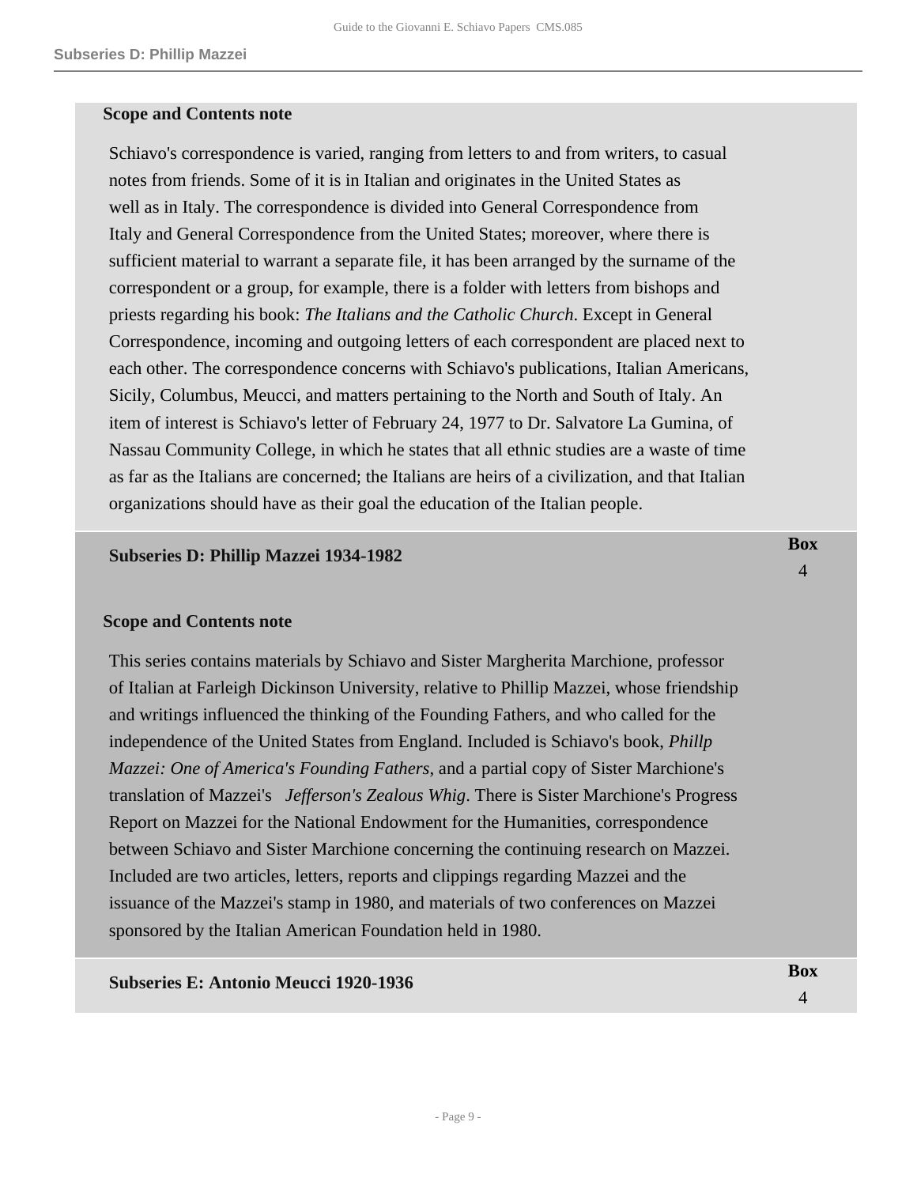#### Scope and Contents note

Schiavo's correspondence is varied, ranging from letters to and from writers, to casual notes from friends. Some of it is in Italian and originates in the United States as well as in Italy. The correspondence is divided into General Correspondence from Italy and General Correspondence from the United States; moreover, where there is sufficient material to warrant a separate file, it has been arranged by the surname of the correspondent or a group, for example, there is a folder with letters from bishops and priests regarding his book: *The Italians and the Catholic Church*. Except in General Correspondence, incoming and outgoing letters of each correspondent are placed next to each other. The correspondence concerns with Schiavo's publications, Italian Americans, Sicily, Columbus, Meucci, and matters pertaining to the North and South of Italy. An item of interest is Schiavo's letter of February 24, 1977 to Dr. Salvatore La Gumina, of Nassau Community College, in which he states that all ethnic studies are a waste of time as far as the Italians are concerned; the Italians are heirs of a civilization, and that Italian organizations should have as their goal the education of the Italian people.

### Subseries D: Phillip Mazzei 1934-1982

**Box** 4

#### Scope and Contents note

This series contains materials by Schiavo and Sister Margherita Marchione, professor of Italian at Farleigh Dickinson University, relative to Phillip Mazzei, whose friendship and writings influenced the thinking of the Founding Fathers, and who called for the independence of the United States from England. Included is Schiavo's book, *Phillp Mazzei: One of America's Founding Fathers*, and a partial copy of Sister Marchione's translation of Mazzei's *Jefferson's Zealous Whig*. There is Sister Marchione's Progress Report on Mazzei for the National Endowment for the Humanities, correspondence between Schiavo and Sister Marchione concerning the continuing research on Mazzei. Included are two articles, letters, reports and clippings regarding Mazzei and the issuance of the Mazzei's stamp in 1980, and materials of two conferences on Mazzei sponsored by the Italian American Foundation held in 1980.

### Subseries E: Antonio Meucci 1920-1936

**Box** 4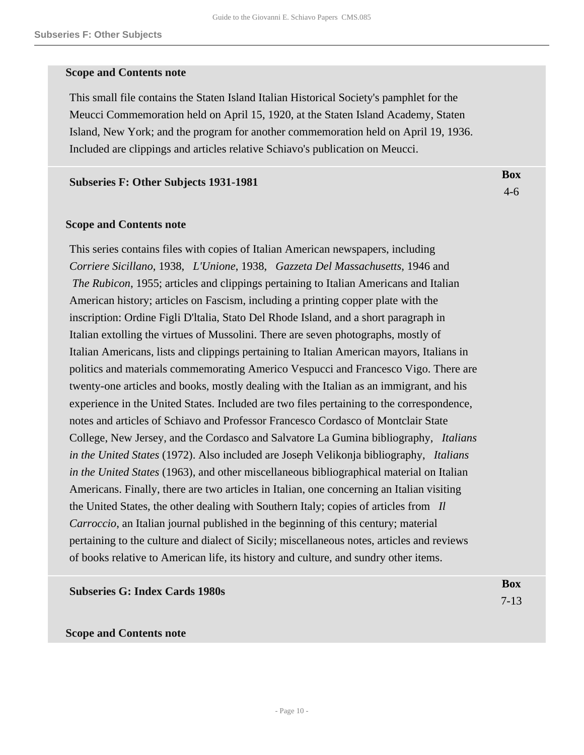#### Scope and Contents note

This small file contains the Staten Island Italian Historical Society's pamphlet for the Meucci Commemoration held on April 15, 1920, at the Staten Island Academy, Staten Island, New York; and the program for another commemoration held on April 19, 1936. Included are clippings and articles relative Schiavo's publication on Meucci.

### Subseries F: Other Subjects 1931-1981

**Box** 4-6

#### Scope and Contents note

This series contains files with copies of Italian American newspapers, including *Corriere Sicillano*, 1938, *L'Unione*, 1938, *Gazzeta Del Massachusetts*, 1946 and *The Rubicon*, 1955; articles and clippings pertaining to Italian Americans and Italian American history; articles on Fascism, including a printing copper plate with the inscription: Ordine Figli D'ltalia, Stato Del Rhode Island, and a short paragraph in Italian extolling the virtues of Mussolini. There are seven photographs, mostly of Italian Americans, lists and clippings pertaining to Italian American mayors, Italians in politics and materials commemorating Americo Vespucci and Francesco Vigo. There are twenty-one articles and books, mostly dealing with the Italian as an immigrant, and his experience in the United States. Included are two files pertaining to the correspondence, notes and articles of Schiavo and Professor Francesco Cordasco of Montclair State College, New Jersey, and the Cordasco and Salvatore La Gumina bibliography, *Italians in the United States* (1972). Also included are Joseph Velikonja bibliography, *Italians in the United States* (1963), and other miscellaneous bibliographical material on Italian Americans. Finally, there are two articles in Italian, one concerning an Italian visiting the United States, the other dealing with Southern Italy; copies of articles from *Il Carroccio*, an Italian journal published in the beginning of this century; material pertaining to the culture and dialect of Sicily; miscellaneous notes, articles and reviews of books relative to American life, its history and culture, and sundry other items.

### Subseries G: Index Cards 1980s

**Box** 7-13

#### Scope and Contents note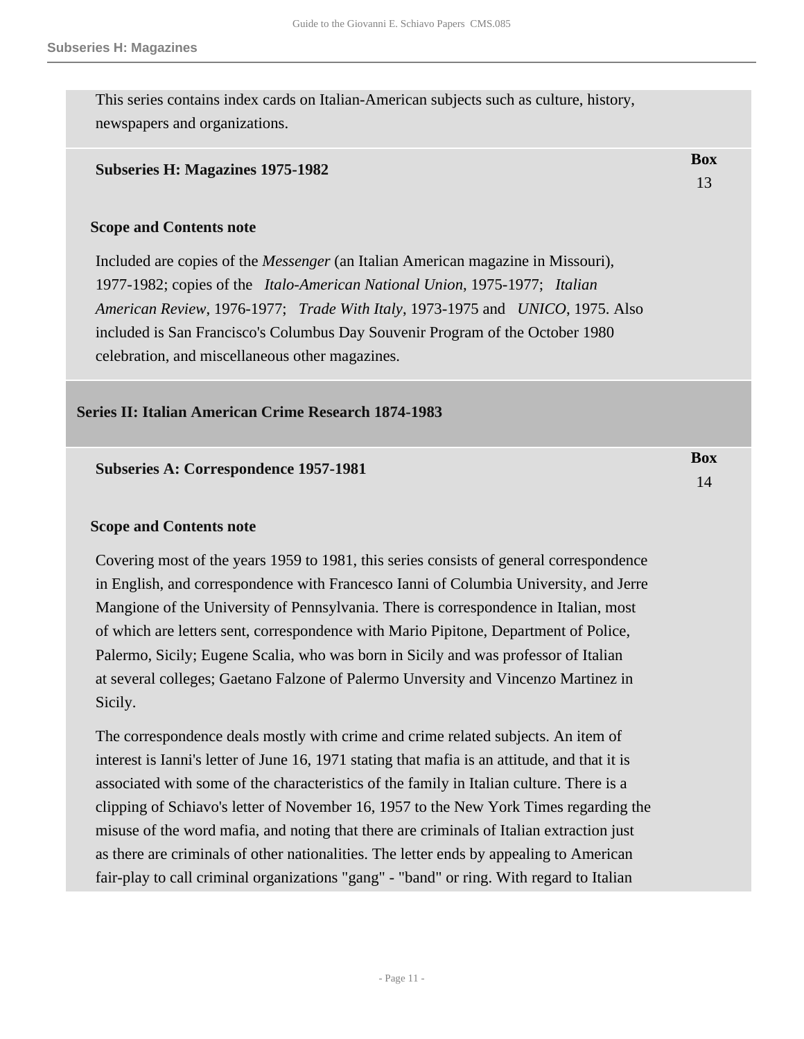This series contains index cards on Italian-American subjects such as culture, history, newspapers and organizations.

### Subseries H: Magazines 1975-1982

**Box** 13

**Scope and Contents note**

Included are copies of the *Messenger* (an Italian American magazine in Missouri), 1977-1982; copies of the *Italo-American National Union*, 1975-1977; *Italian American Review*, 1976-1977; *Trade With Italy*, 1973-1975 and *UNICO*, 1975. Also included is San Francisco's Columbus Day Souvenir Program of the October 1980 celebration, and miscellaneous other magazines.

## Series II: Italian American Crime Research 1874-1983

### Subseries A: Correspondence 1957-1981

**Box** 14

**Scope and Contents note**

Covering most of the years 1959 to 1981, this series consists of general correspondence in English, and correspondence with Francesco Ianni of Columbia University, and Jerre Mangione of the University of Pennsylvania. There is correspondence in Italian, most of which are letters sent, correspondence with Mario Pipitone, Department of Police, Palermo, Sicily; Eugene Scalia, who was born in Sicily and was professor of Italian at several colleges; Gaetano Falzone of Palermo Unversity and Vincenzo Martinez in Sicily.

The correspondence deals mostly with crime and crime related subjects. An item of interest is Ianni's letter of June 16, 1971 stating that mafia is an attitude, and that it is associated with some of the characteristics of the family in Italian culture. There is a clipping of Schiavo's letter of November 16, 1957 to the New York Times regarding the misuse of the word mafia, and noting that there are criminals of Italian extraction just as there are criminals of other nationalities. The letter ends by appealing to American fair-play to call criminal organizations "gang" - "band" or ring. With regard to Italian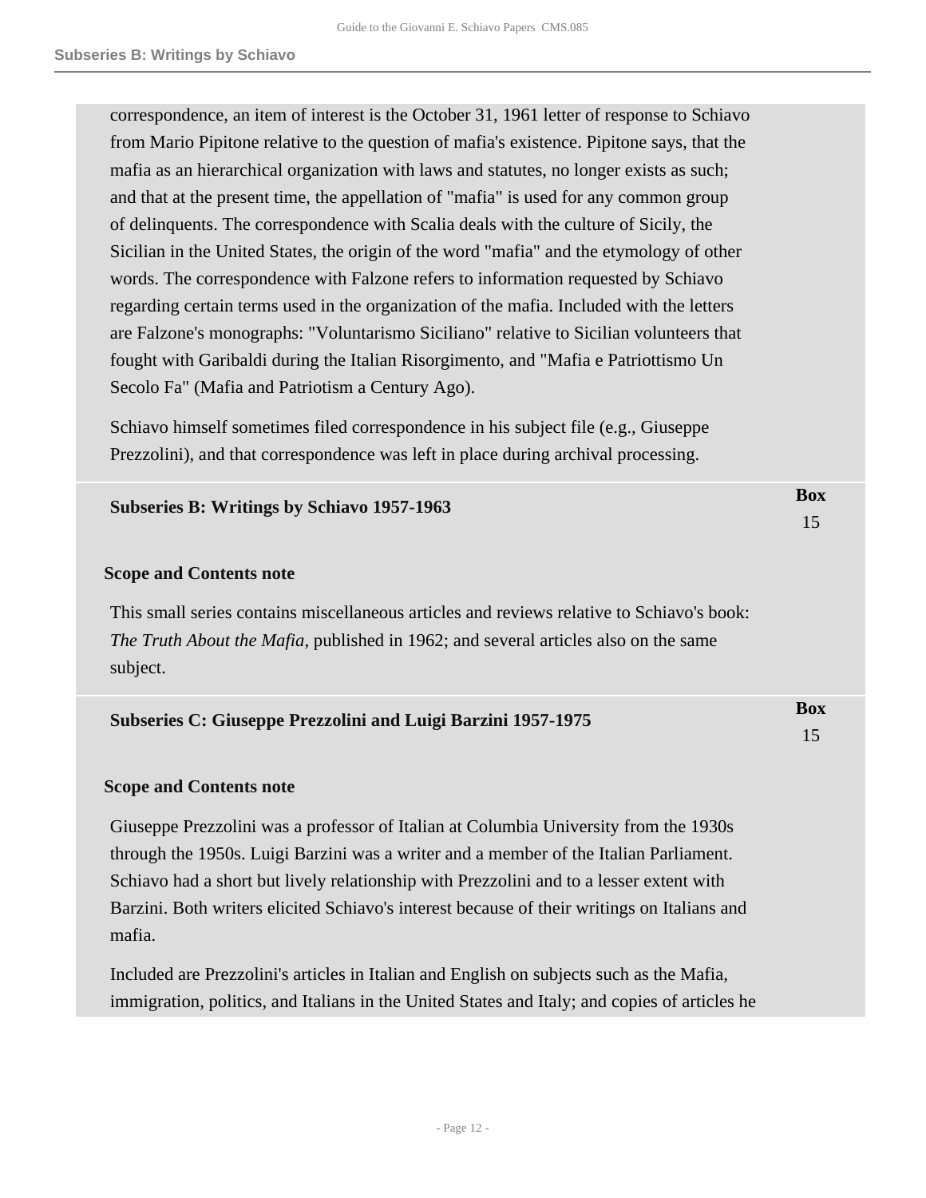correspondence, an item of interest is the October 31, 1961 letter of response to Schiavo from Mario Pipitone relative to the question of mafia's existence. Pipitone says, that the mafia as an hierarchical organization with laws and statutes, no longer exists as such; and that at the present time, the appellation of "mafia" is used for any common group of delinquents. The correspondence with Scalia deals with the culture of Sicily, the Sicilian in the United States, the origin of the word "mafia" and the etymology of other words. The correspondence with Falzone refers to information requested by Schiavo regarding certain terms used in the organization of the mafia. Included with the letters are Falzone's monographs: "Voluntarismo Siciliano" relative to Sicilian volunteers that fought with Garibaldi during the Italian Risorgimento, and "Mafia e Patriottismo Un Secolo Fa" (Mafia and Patriotism a Century Ago).

Schiavo himself sometimes filed correspondence in his subject file (e.g., Giuseppe Prezzolini), and that correspondence was left in place during archival processing.

### Subseries B: Writings by Schiavo 1957-1963

**Box** 15

#### Scope and Contents note

This small series contains miscellaneous articles and reviews relative to Schiavo's book: *The Truth About the Mafia*, published in 1962; and several articles also on the same subject.

### Subseries C: Giuseppe Prezzolini and Luigi Barzini 1957-1975

**Box** 15

#### Scope and Contents note

Giuseppe Prezzolini was a professor of Italian at Columbia University from the 1930s through the 1950s. Luigi Barzini was a writer and a member of the Italian Parliament. Schiavo had a short but lively relationship with Prezzolini and to a lesser extent with Barzini. Both writers elicited Schiavo's interest because of their writings on Italians and mafia.

Included are Prezzolini's articles in Italian and English on subjects such as the Mafia, immigration, politics, and Italians in the United States and Italy; and copies of articles he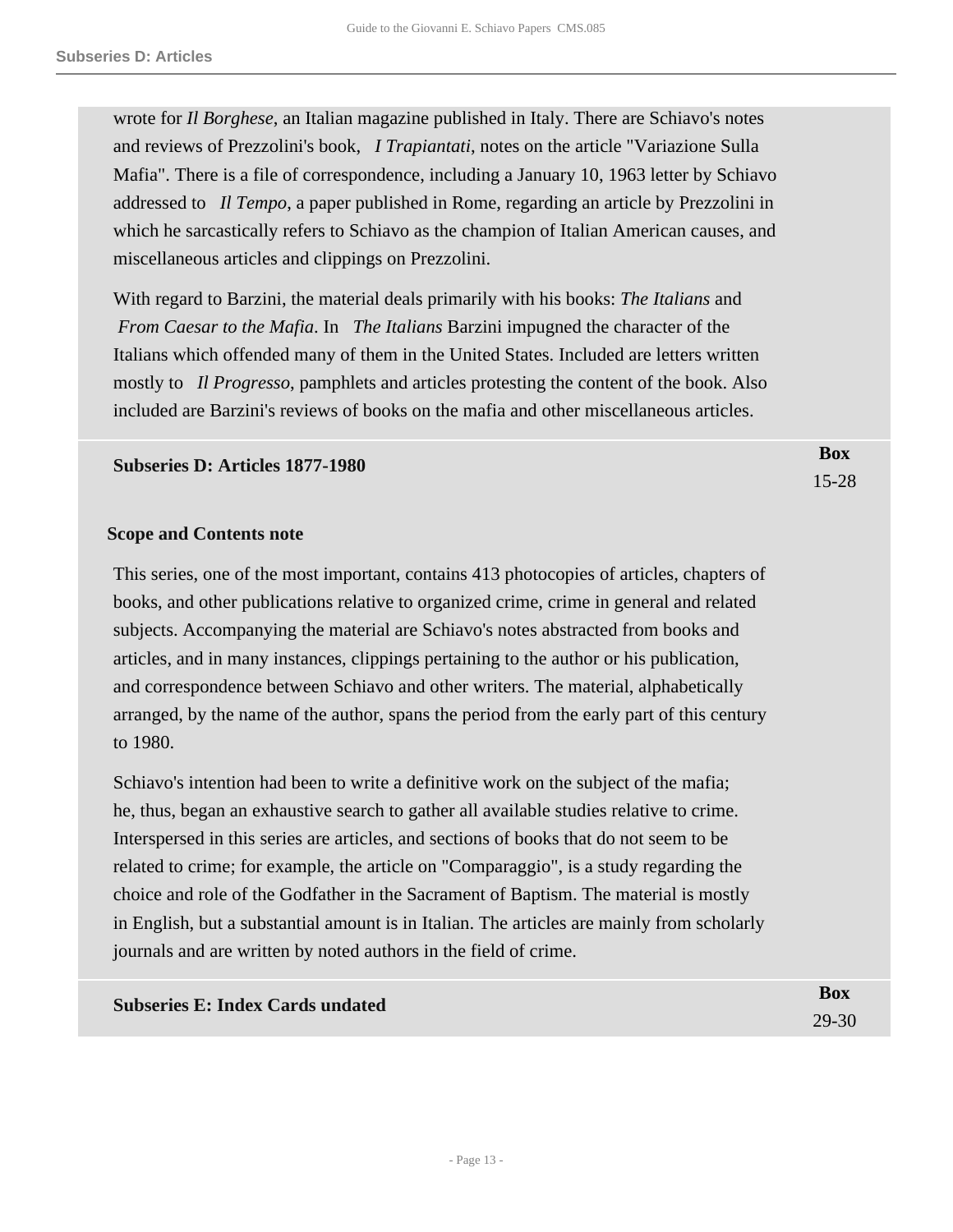wrote for *Il Borghese*, an Italian magazine published in Italy. There are Schiavo's notes and reviews of Prezzolini's book, *I Trapiantati*, notes on the article "Variazione Sulla Mafia". There is a file of correspondence, including a January 10, 1963 letter by Schiavo addressed to *Il Tempo*, a paper published in Rome, regarding an article by Prezzolini in which he sarcastically refers to Schiavo as the champion of Italian American causes, and miscellaneous articles and clippings on Prezzolini.

With regard to Barzini, the material deals primarily with his books: *The Italians* and *From Caesar to the Mafia*. In *The Italians* Barzini impugned the character of the Italians which offended many of them in the United States. Included are letters written mostly to *Il Progresso*, pamphlets and articles protesting the content of the book. Also included are Barzini's reviews of books on the mafia and other miscellaneous articles.

**Subseries D: Articles 1877-1980** — Box 15-28

**Scope and Contents note**

This series, one of the most important, contains 413 photocopies of articles, chapters of books, and other publications relative to organized crime, crime in general and related subjects. Accompanying the material are Schiavo's notes abstracted from books and articles, and in many instances, clippings pertaining to the author or his publication, and correspondence between Schiavo and other writers. The material, alphabetically arranged, by the name of the author, spans the period from the early part of this century to 1980.

Schiavo's intention had been to write a definitive work on the subject of the mafia; he, thus, began an exhaustive search to gather all available studies relative to crime. Interspersed in this series are articles, and sections of books that do not seem to be related to crime; for example, the article on "Comparaggio", is a study regarding the choice and role of the Godfather in the Sacrament of Baptism. The material is mostly in English, but a substantial amount is in Italian. The articles are mainly from scholarly journals and are written by noted authors in the field of crime.

**Subseries E: Index Cards undated** — Box 29-30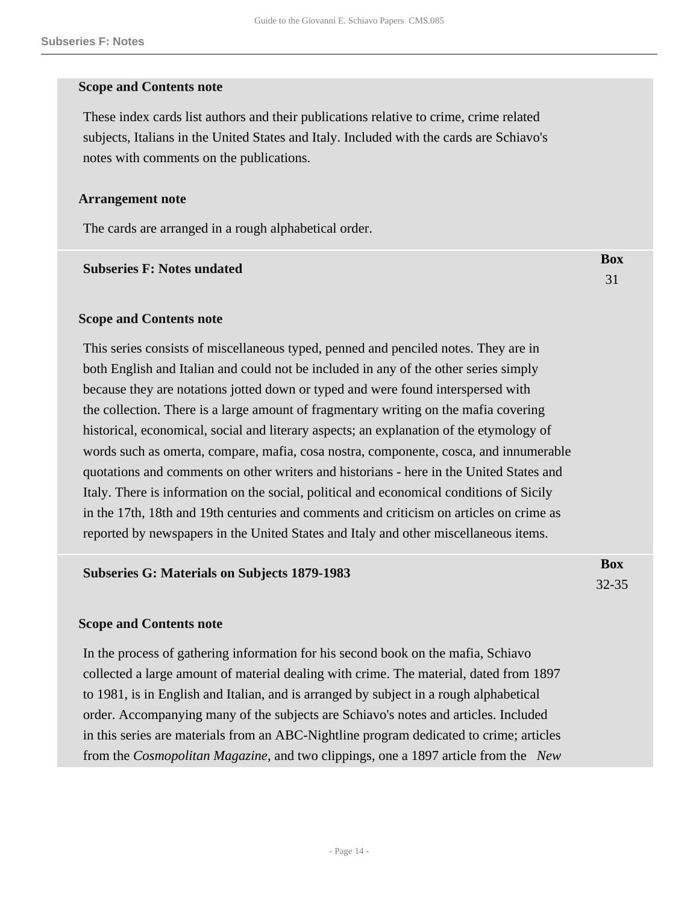**Scope and Contents note**

These index cards list authors and their publications relative to crime, crime related subjects, Italians in the United States and Italy. Included with the cards are Schiavo's notes with comments on the publications.

**Arrangement note**

The cards are arranged in a rough alphabetical order.

| **Subseries F: Notes undated** | **Box** 31 |
|---|---|

**Scope and Contents note**

This series consists of miscellaneous typed, penned and penciled notes. They are in both English and Italian and could not be included in any of the other series simply because they are notations jotted down or typed and were found interspersed with the collection. There is a large amount of fragmentary writing on the mafia covering historical, economical, social and literary aspects; an explanation of the etymology of words such as omerta, compare, mafia, cosa nostra, componente, cosca, and innumerable quotations and comments on other writers and historians - here in the United States and Italy. There is information on the social, political and economical conditions of Sicily in the 17th, 18th and 19th centuries and comments and criticism on articles on crime as reported by newspapers in the United States and Italy and other miscellaneous items.

| **Subseries G: Materials on Subjects 1879-1983** | **Box** 32-35 |
|---|---|

**Scope and Contents note**

In the process of gathering information for his second book on the mafia, Schiavo collected a large amount of material dealing with crime. The material, dated from 1897 to 1981, is in English and Italian, and is arranged by subject in a rough alphabetical order. Accompanying many of the subjects are Schiavo's notes and articles. Included in this series are materials from an ABC-Nightline program dedicated to crime; articles from the *Cosmopolitan Magazine*, and two clippings, one a 1897 article from the *New*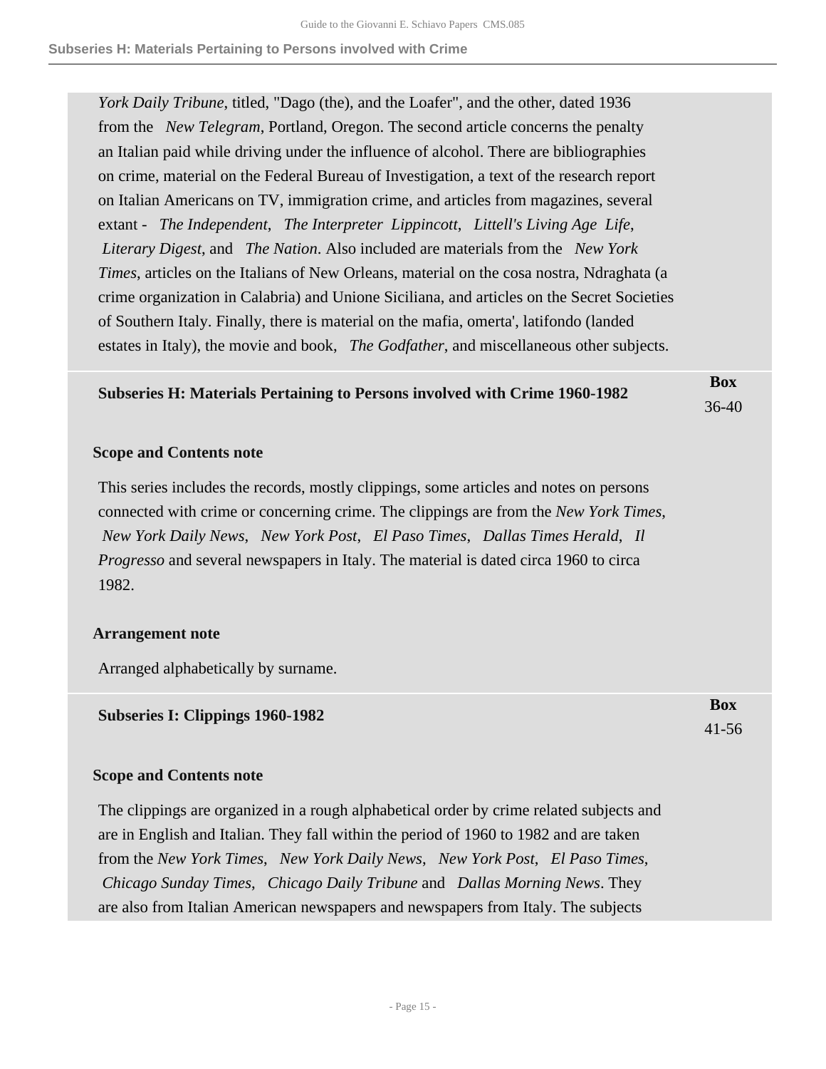*York Daily Tribune*, titled, "Dago (the), and the Loafer", and the other, dated 1936 from the *New Telegram*, Portland, Oregon. The second article concerns the penalty an Italian paid while driving under the influence of alcohol. There are bibliographies on crime, material on the Federal Bureau of Investigation, a text of the research report on Italian Americans on TV, immigration crime, and articles from magazines, several extant - *The Independent*, *The Interpreter* *Lippincott*, *Littell's Living Age* *Life*, *Literary Digest*, and *The Nation*. Also included are materials from the *New York Times*, articles on the Italians of New Orleans, material on the cosa nostra, Ndraghata (a crime organization in Calabria) and Unione Siciliana, and articles on the Secret Societies of Southern Italy. Finally, there is material on the mafia, omerta', latifondo (landed estates in Italy), the movie and book, *The Godfather*, and miscellaneous other subjects.

### Subseries H: Materials Pertaining to Persons involved with Crime 1960-1982

**Box** 36-40

**Scope and Contents note**

This series includes the records, mostly clippings, some articles and notes on persons connected with crime or concerning crime. The clippings are from the *New York Times*, *New York Daily News*, *New York Post*, *El Paso Times*, *Dallas Times Herald*, *Il Progresso* and several newspapers in Italy. The material is dated circa 1960 to circa 1982.

**Arrangement note**

Arranged alphabetically by surname.

### Subseries I: Clippings 1960-1982

**Box** 41-56

**Scope and Contents note**

The clippings are organized in a rough alphabetical order by crime related subjects and are in English and Italian. They fall within the period of 1960 to 1982 and are taken from the *New York Times*, *New York Daily News*, *New York Post*, *El Paso Times*, *Chicago Sunday Times*, *Chicago Daily Tribune* and *Dallas Morning News*. They are also from Italian American newspapers and newspapers from Italy. The subjects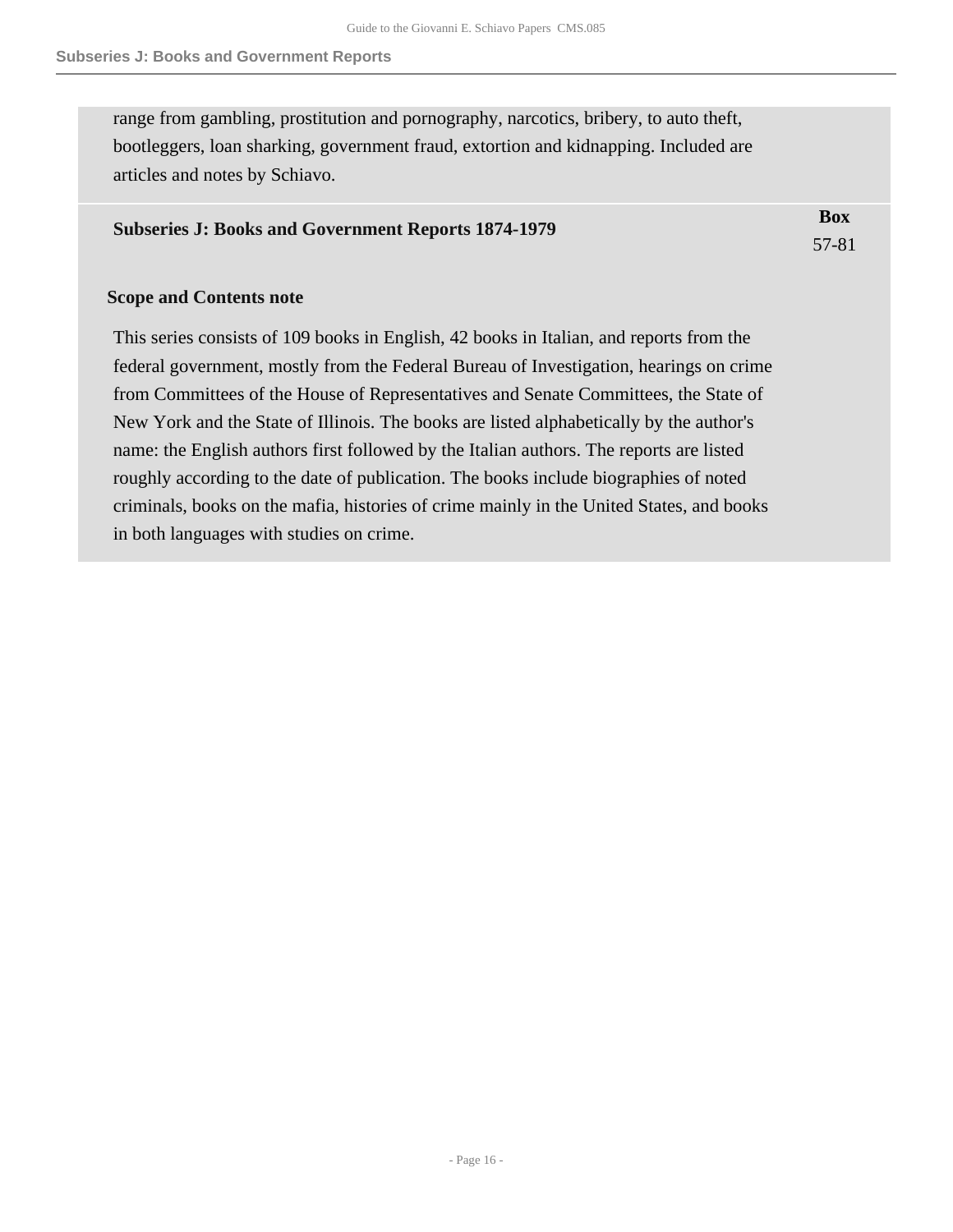range from gambling, prostitution and pornography, narcotics, bribery, to auto theft, bootleggers, loan sharking, government fraud, extortion and kidnapping. Included are articles and notes by Schiavo.

## Subseries J: Books and Government Reports 1874-1979

**Box** 57-81

### Scope and Contents note

This series consists of 109 books in English, 42 books in Italian, and reports from the federal government, mostly from the Federal Bureau of Investigation, hearings on crime from Committees of the House of Representatives and Senate Committees, the State of New York and the State of Illinois. The books are listed alphabetically by the author's name: the English authors first followed by the Italian authors. The reports are listed roughly according to the date of publication. The books include biographies of noted criminals, books on the mafia, histories of crime mainly in the United States, and books in both languages with studies on crime.